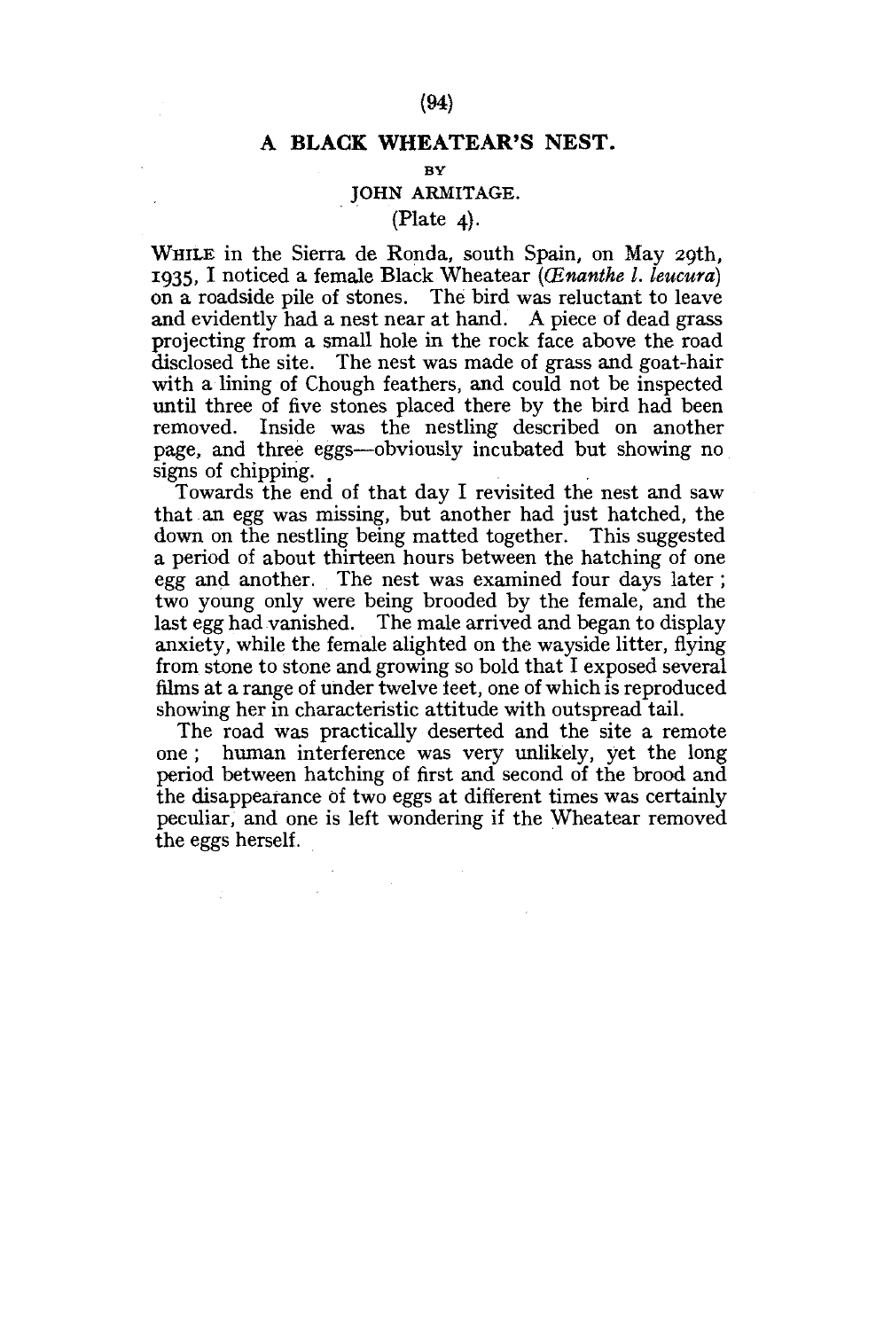# A BLACK WHEATEAR'S NEST.

BY

JOHN ARMITAGE.

(Plate 4).

WHILE in the Sierra de Ronda, south Spain, on May 29th, 1935, I noticed a female Black Wheatear (*Œnanthe l. leucura*) on a roadside pile of stones. The bird was reluctant to leave and evidently had a nest near at hand. A piece of dead grass projecting from a small hole in the rock face above the road disclosed the site. The nest was made of grass and goat-hair with a lining of Chough feathers, and could not be inspected until three of five stones placed there by the bird had been removed. Inside was the nestling described on another page, and three eggs—obviously incubated but showing no signs of chipping.

Towards the end of that day I revisited the nest and saw that an egg was missing, but another had just hatched, the down on the nestling being matted together. This suggested a period of about thirteen hours between the hatching of one egg and another. The nest was examined four days later; two young only were being brooded by the female, and the last egg had vanished. The male arrived and began to display anxiety, while the female alighted on the wayside litter, flying from stone to stone and growing so bold that I exposed several films at a range of under twelve feet, one of which is reproduced showing her in characteristic attitude with outspread tail.

The road was practically deserted and the site a remote one; human interference was very unlikely, yet the long period between hatching of first and second of the brood and the disappearance of two eggs at different times was certainly peculiar, and one is left wondering if the Wheatear removed the eggs herself.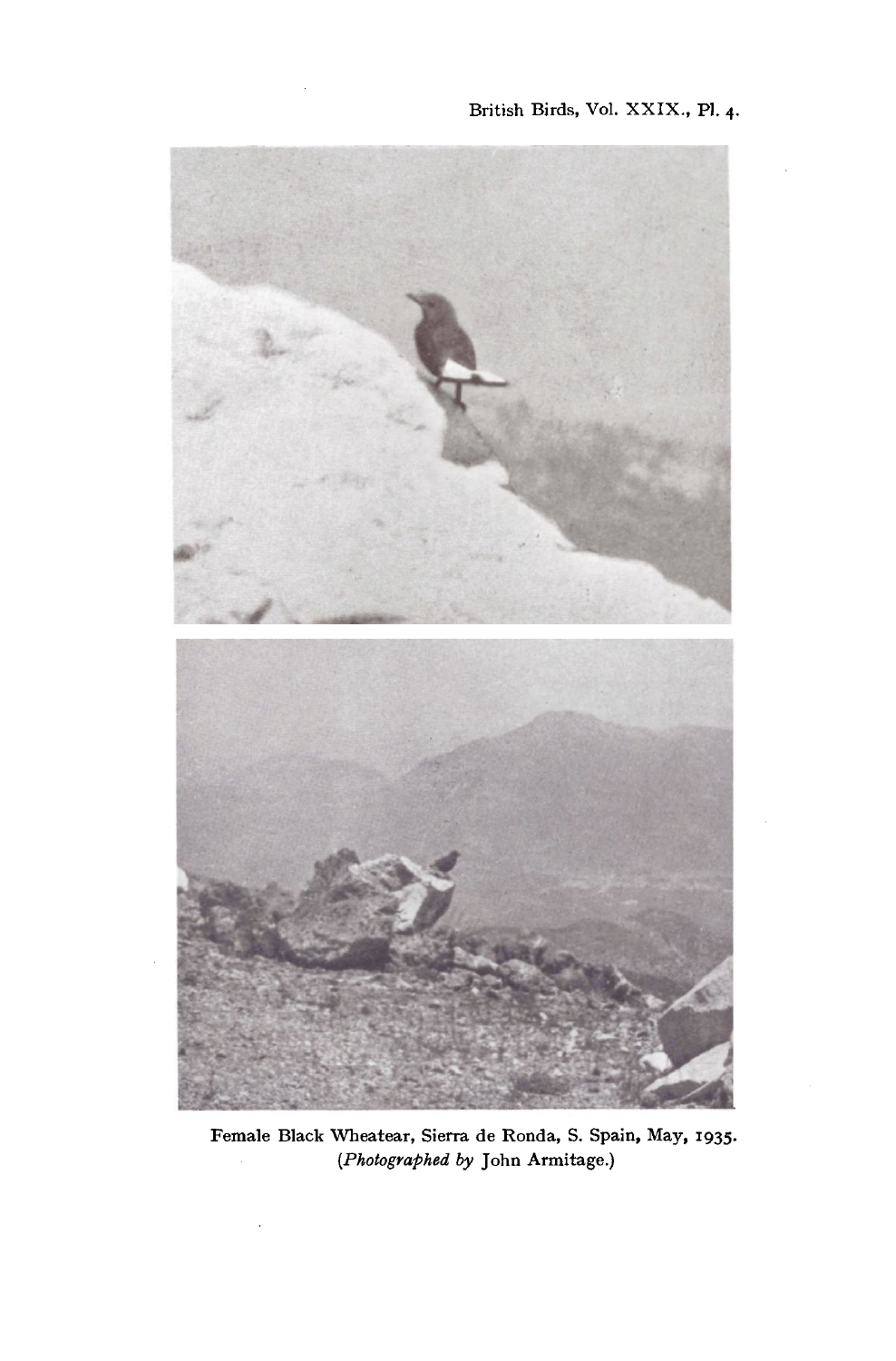Female Black Wheatear, Sierra de Ronda, S. Spain, May, 1935.
(*Photographed by* John Armitage.)